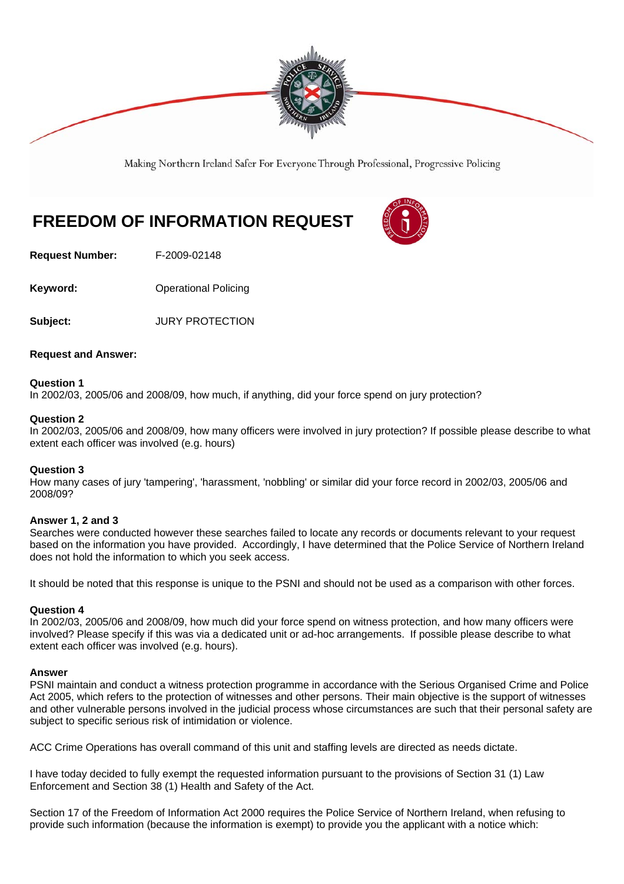Making Northern Ireland Safer For Everyone Through Professional, Progressive Policing

# FREEDOM OF INFORMATION REQUEST

**Request Number:** F-2009-02148

**Keyword:** Operational Policing

**Subject:** JURY PROTECTION

**Request and Answer:**

**Question 1**
In 2002/03, 2005/06 and 2008/09, how much, if anything, did your force spend on jury protection?

**Question 2**
In 2002/03, 2005/06 and 2008/09, how many officers were involved in jury protection? If possible please describe to what extent each officer was involved (e.g. hours)

**Question 3**
How many cases of jury 'tampering', 'harassment, 'nobbling' or similar did your force record in 2002/03, 2005/06 and 2008/09?

**Answer 1, 2 and 3**
Searches were conducted however these searches failed to locate any records or documents relevant to your request based on the information you have provided. Accordingly, I have determined that the Police Service of Northern Ireland does not hold the information to which you seek access.

It should be noted that this response is unique to the PSNI and should not be used as a comparison with other forces.

**Question 4**
In 2002/03, 2005/06 and 2008/09, how much did your force spend on witness protection, and how many officers were involved? Please specify if this was via a dedicated unit or ad-hoc arrangements. If possible please describe to what extent each officer was involved (e.g. hours).

**Answer**
PSNI maintain and conduct a witness protection programme in accordance with the Serious Organised Crime and Police Act 2005, which refers to the protection of witnesses and other persons. Their main objective is the support of witnesses and other vulnerable persons involved in the judicial process whose circumstances are such that their personal safety are subject to specific serious risk of intimidation or violence.

ACC Crime Operations has overall command of this unit and staffing levels are directed as needs dictate.

I have today decided to fully exempt the requested information pursuant to the provisions of Section 31 (1) Law Enforcement and Section 38 (1) Health and Safety of the Act.

Section 17 of the Freedom of Information Act 2000 requires the Police Service of Northern Ireland, when refusing to provide such information (because the information is exempt) to provide you the applicant with a notice which: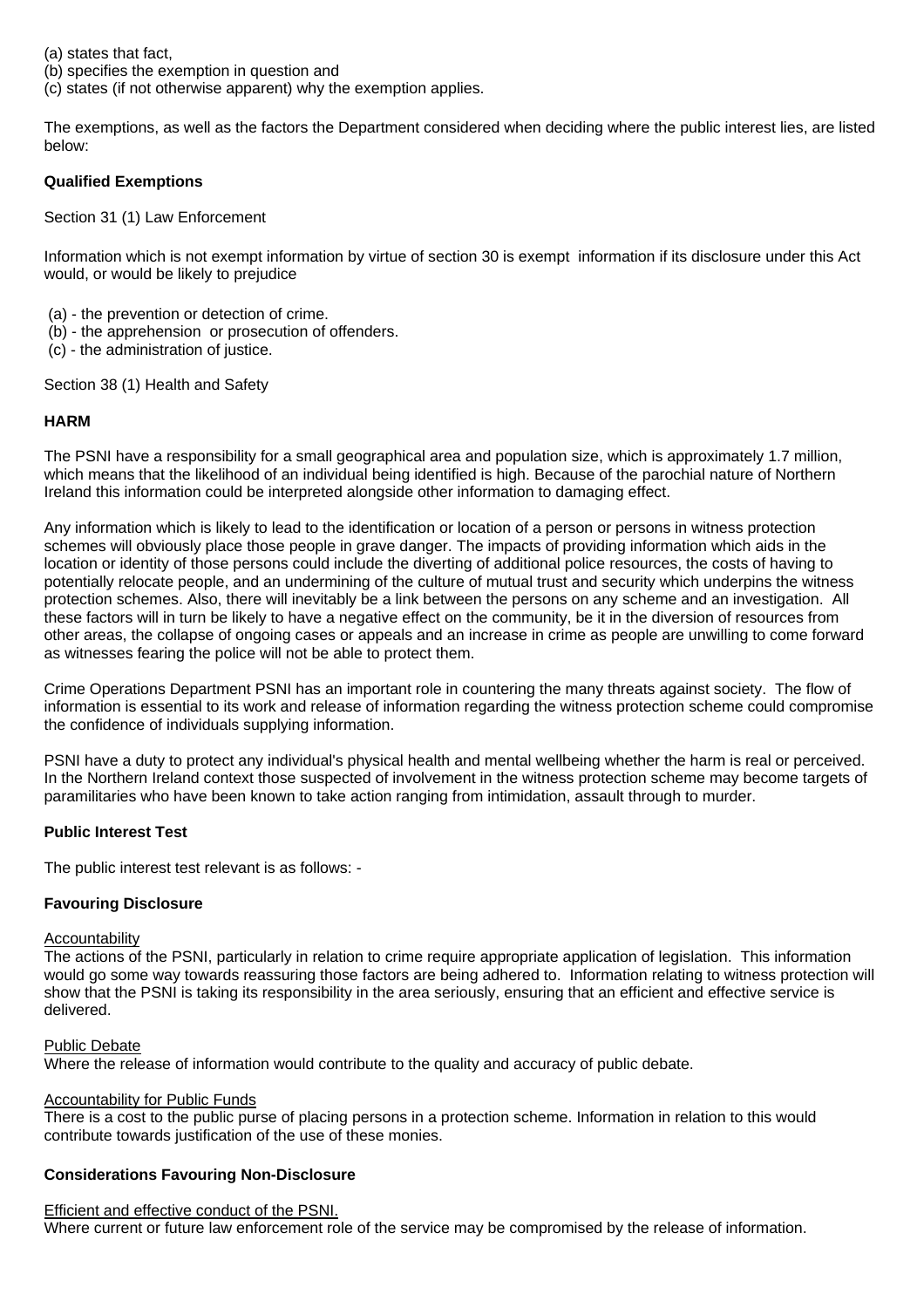(a) states that fact,
(b) specifies the exemption in question and
(c) states (if not otherwise apparent) why the exemption applies.

The exemptions, as well as the factors the Department considered when deciding where the public interest lies, are listed below:

**Qualified Exemptions**

Section 31 (1) Law Enforcement

Information which is not exempt information by virtue of section 30 is exempt information if its disclosure under this Act would, or would be likely to prejudice

(a) - the prevention or detection of crime.
(b) - the apprehension or prosecution of offenders.
(c) - the administration of justice.

Section 38 (1) Health and Safety

**HARM**

The PSNI have a responsibility for a small geographical area and population size, which is approximately 1.7 million, which means that the likelihood of an individual being identified is high. Because of the parochial nature of Northern Ireland this information could be interpreted alongside other information to damaging effect.

Any information which is likely to lead to the identification or location of a person or persons in witness protection schemes will obviously place those people in grave danger. The impacts of providing information which aids in the location or identity of those persons could include the diverting of additional police resources, the costs of having to potentially relocate people, and an undermining of the culture of mutual trust and security which underpins the witness protection schemes. Also, there will inevitably be a link between the persons on any scheme and an investigation. All these factors will in turn be likely to have a negative effect on the community, be it in the diversion of resources from other areas, the collapse of ongoing cases or appeals and an increase in crime as people are unwilling to come forward as witnesses fearing the police will not be able to protect them.

Crime Operations Department PSNI has an important role in countering the many threats against society. The flow of information is essential to its work and release of information regarding the witness protection scheme could compromise the confidence of individuals supplying information.

PSNI have a duty to protect any individual's physical health and mental wellbeing whether the harm is real or perceived. In the Northern Ireland context those suspected of involvement in the witness protection scheme may become targets of paramilitaries who have been known to take action ranging from intimidation, assault through to murder.

**Public Interest Test**

The public interest test relevant is as follows: -

**Favouring Disclosure**

<u>Accountability</u>
The actions of the PSNI, particularly in relation to crime require appropriate application of legislation. This information would go some way towards reassuring those factors are being adhered to. Information relating to witness protection will show that the PSNI is taking its responsibility in the area seriously, ensuring that an efficient and effective service is delivered.

<u>Public Debate</u>
Where the release of information would contribute to the quality and accuracy of public debate.

<u>Accountability for Public Funds</u>
There is a cost to the public purse of placing persons in a protection scheme. Information in relation to this would contribute towards justification of the use of these monies.

**Considerations Favouring Non-Disclosure**

<u>Efficient and effective conduct of the PSNI.</u>
Where current or future law enforcement role of the service may be compromised by the release of information.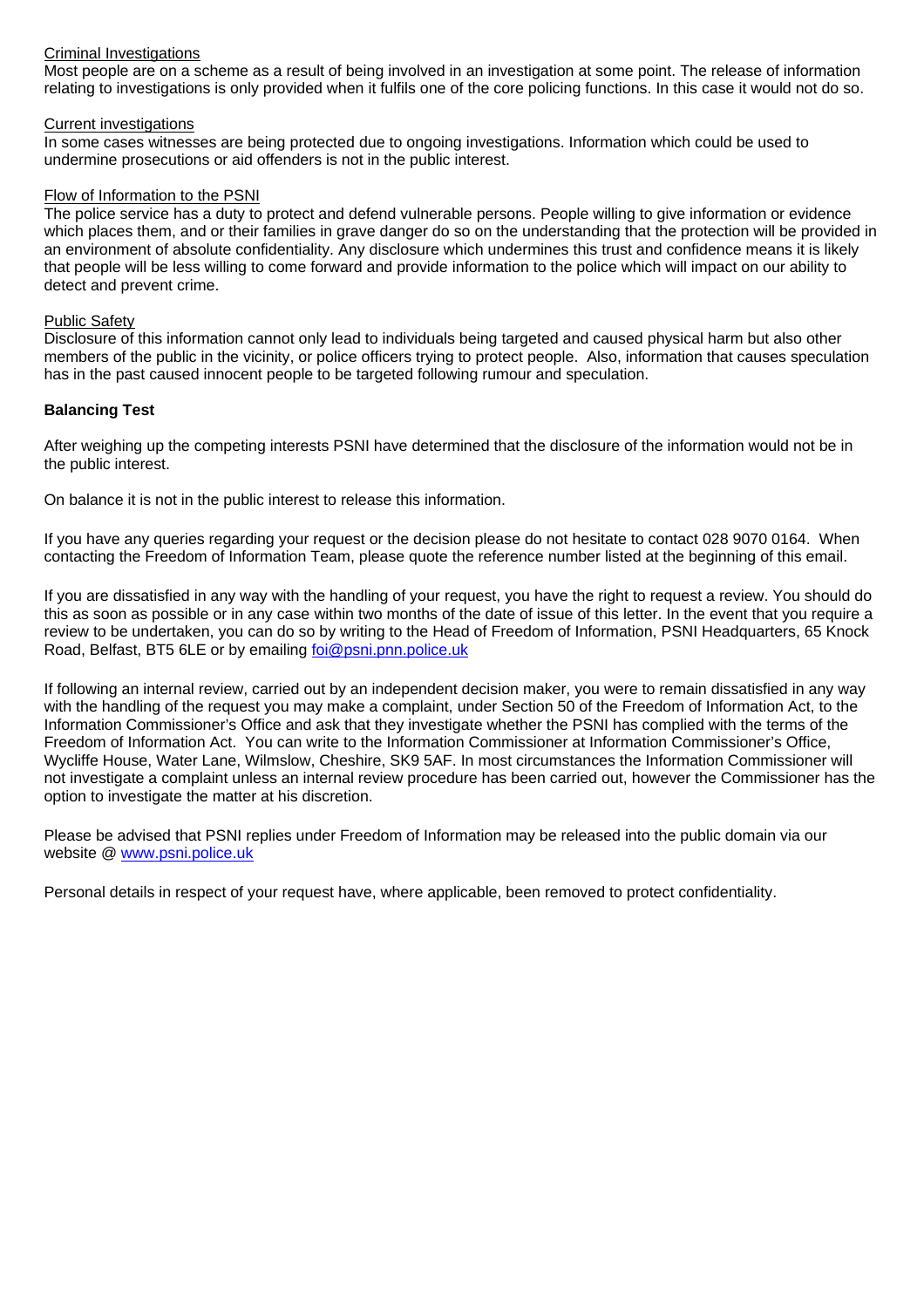Criminal Investigations
Most people are on a scheme as a result of being involved in an investigation at some point. The release of information relating to investigations is only provided when it fulfils one of the core policing functions. In this case it would not do so.

Current investigations
In some cases witnesses are being protected due to ongoing investigations. Information which could be used to undermine prosecutions or aid offenders is not in the public interest.

Flow of Information to the PSNI
The police service has a duty to protect and defend vulnerable persons. People willing to give information or evidence which places them, and or their families in grave danger do so on the understanding that the protection will be provided in an environment of absolute confidentiality. Any disclosure which undermines this trust and confidence means it is likely that people will be less willing to come forward and provide information to the police which will impact on our ability to detect and prevent crime.

Public Safety
Disclosure of this information cannot only lead to individuals being targeted and caused physical harm but also other members of the public in the vicinity, or police officers trying to protect people. Also, information that causes speculation has in the past caused innocent people to be targeted following rumour and speculation.

**Balancing Test**

After weighing up the competing interests PSNI have determined that the disclosure of the information would not be in the public interest.

On balance it is not in the public interest to release this information.

If you have any queries regarding your request or the decision please do not hesitate to contact 028 9070 0164. When contacting the Freedom of Information Team, please quote the reference number listed at the beginning of this email.

If you are dissatisfied in any way with the handling of your request, you have the right to request a review. You should do this as soon as possible or in any case within two months of the date of issue of this letter. In the event that you require a review to be undertaken, you can do so by writing to the Head of Freedom of Information, PSNI Headquarters, 65 Knock Road, Belfast, BT5 6LE or by emailing foi@psni.pnn.police.uk

If following an internal review, carried out by an independent decision maker, you were to remain dissatisfied in any way with the handling of the request you may make a complaint, under Section 50 of the Freedom of Information Act, to the Information Commissioner's Office and ask that they investigate whether the PSNI has complied with the terms of the Freedom of Information Act. You can write to the Information Commissioner at Information Commissioner's Office, Wycliffe House, Water Lane, Wilmslow, Cheshire, SK9 5AF. In most circumstances the Information Commissioner will not investigate a complaint unless an internal review procedure has been carried out, however the Commissioner has the option to investigate the matter at his discretion.

Please be advised that PSNI replies under Freedom of Information may be released into the public domain via our website @ www.psni.police.uk

Personal details in respect of your request have, where applicable, been removed to protect confidentiality.